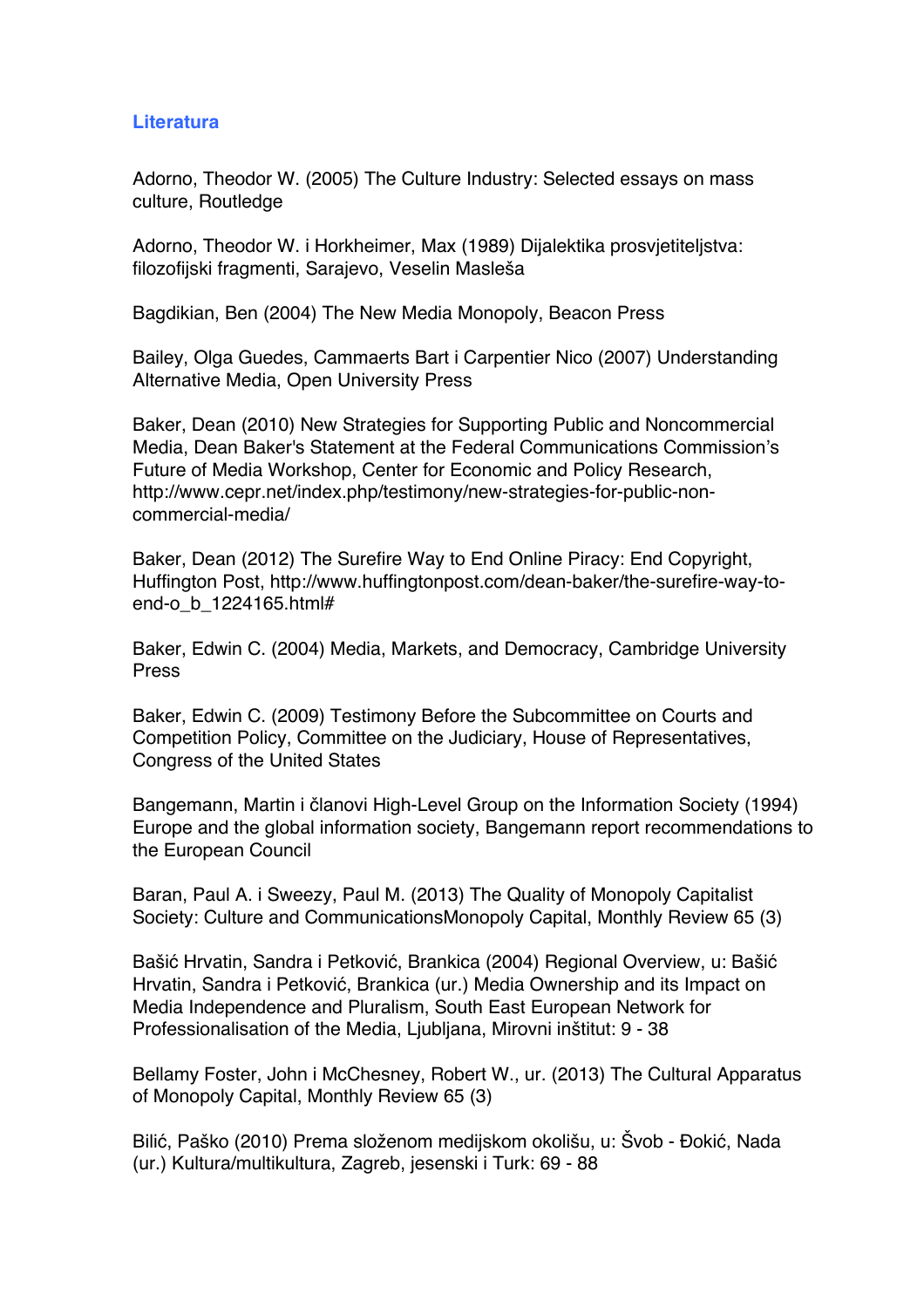## Literatura

Adorno, Theodor W. (2005) The Culture Industry: Selected essays on mass culture, Routledge

Adorno, Theodor W. i Horkheimer, Max (1989) Dijalektika prosvjetiteljstva: filozofijski fragmenti, Sarajevo, Veselin Masleša

Bagdikian, Ben (2004) The New Media Monopoly, Beacon Press

Bailey, Olga Guedes, Cammaerts Bart i Carpentier Nico (2007) Understanding Alternative Media, Open University Press

Baker, Dean (2010) New Strategies for Supporting Public and Noncommercial Media, Dean Baker's Statement at the Federal Communications Commission's Future of Media Workshop, Center for Economic and Policy Research, http://www.cepr.net/index.php/testimony/new-strategies-for-public-non-commercial-media/

Baker, Dean (2012) The Surefire Way to End Online Piracy: End Copyright, Huffington Post, http://www.huffingtonpost.com/dean-baker/the-surefire-way-to-end-o_b_1224165.html#

Baker, Edwin C. (2004) Media, Markets, and Democracy, Cambridge University Press

Baker, Edwin C. (2009) Testimony Before the Subcommittee on Courts and Competition Policy, Committee on the Judiciary, House of Representatives, Congress of the United States

Bangemann, Martin i članovi High-Level Group on the Information Society (1994) Europe and the global information society, Bangemann report recommendations to the European Council

Baran, Paul A. i Sweezy, Paul M. (2013) The Quality of Monopoly Capitalist Society: Culture and CommunicationsMonopoly Capital, Monthly Review 65 (3)

Bašić Hrvatin, Sandra i Petković, Brankica (2004) Regional Overview, u: Bašić Hrvatin, Sandra i Petković, Brankica (ur.) Media Ownership and its Impact on Media Independence and Pluralism, South East European Network for Professionalisation of the Media, Ljubljana, Mirovni inštitut: 9 - 38

Bellamy Foster, John i McChesney, Robert W., ur. (2013) The Cultural Apparatus of Monopoly Capital, Monthly Review 65 (3)

Bilić, Paško (2010) Prema složenom medijskom okolišu, u: Švob - Đokić, Nada (ur.) Kultura/multikultura, Zagreb, jesenski i Turk: 69 - 88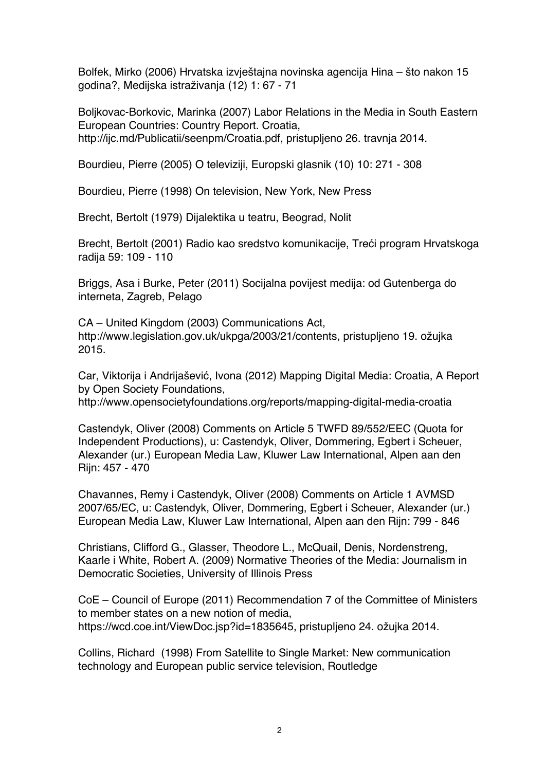Bolfek, Mirko (2006) Hrvatska izvještajna novinska agencija Hina – što nakon 15 godina?, Medijska istraživanja (12) 1: 67 - 71

Boljkovac-Borkovic, Marinka (2007) Labor Relations in the Media in South Eastern European Countries: Country Report. Croatia, http://ijc.md/Publicatii/seenpm/Croatia.pdf, pristupljeno 26. travnja 2014.

Bourdieu, Pierre (2005) O televiziji, Europski glasnik (10) 10: 271 - 308

Bourdieu, Pierre (1998) On television, New York, New Press

Brecht, Bertolt (1979) Dijalektika u teatru, Beograd, Nolit

Brecht, Bertolt (2001) Radio kao sredstvo komunikacije, Treći program Hrvatskoga radija 59: 109 - 110

Briggs, Asa i Burke, Peter (2011) Socijalna povijest medija: od Gutenberga do interneta, Zagreb, Pelago

CA – United Kingdom (2003) Communications Act, http://www.legislation.gov.uk/ukpga/2003/21/contents, pristupljeno 19. ožujka 2015.

Car, Viktorija i Andrijašević, Ivona (2012) Mapping Digital Media: Croatia, A Report by Open Society Foundations, http://www.opensocietyfoundations.org/reports/mapping-digital-media-croatia

Castendyk, Oliver (2008) Comments on Article 5 TWFD 89/552/EEC (Quota for Independent Productions), u: Castendyk, Oliver, Dommering, Egbert i Scheuer, Alexander (ur.) European Media Law, Kluwer Law International, Alpen aan den Rijn: 457 - 470

Chavannes, Remy i Castendyk, Oliver (2008) Comments on Article 1 AVMSD 2007/65/EC, u: Castendyk, Oliver, Dommering, Egbert i Scheuer, Alexander (ur.) European Media Law, Kluwer Law International, Alpen aan den Rijn: 799 - 846

Christians, Clifford G., Glasser, Theodore L., McQuail, Denis, Nordenstreng, Kaarle i White, Robert A. (2009) Normative Theories of the Media: Journalism in Democratic Societies, University of Illinois Press

CoE – Council of Europe (2011) Recommendation 7 of the Committee of Ministers to member states on a new notion of media, https://wcd.coe.int/ViewDoc.jsp?id=1835645, pristupljeno 24. ožujka 2014.

Collins, Richard (1998) From Satellite to Single Market: New communication technology and European public service television, Routledge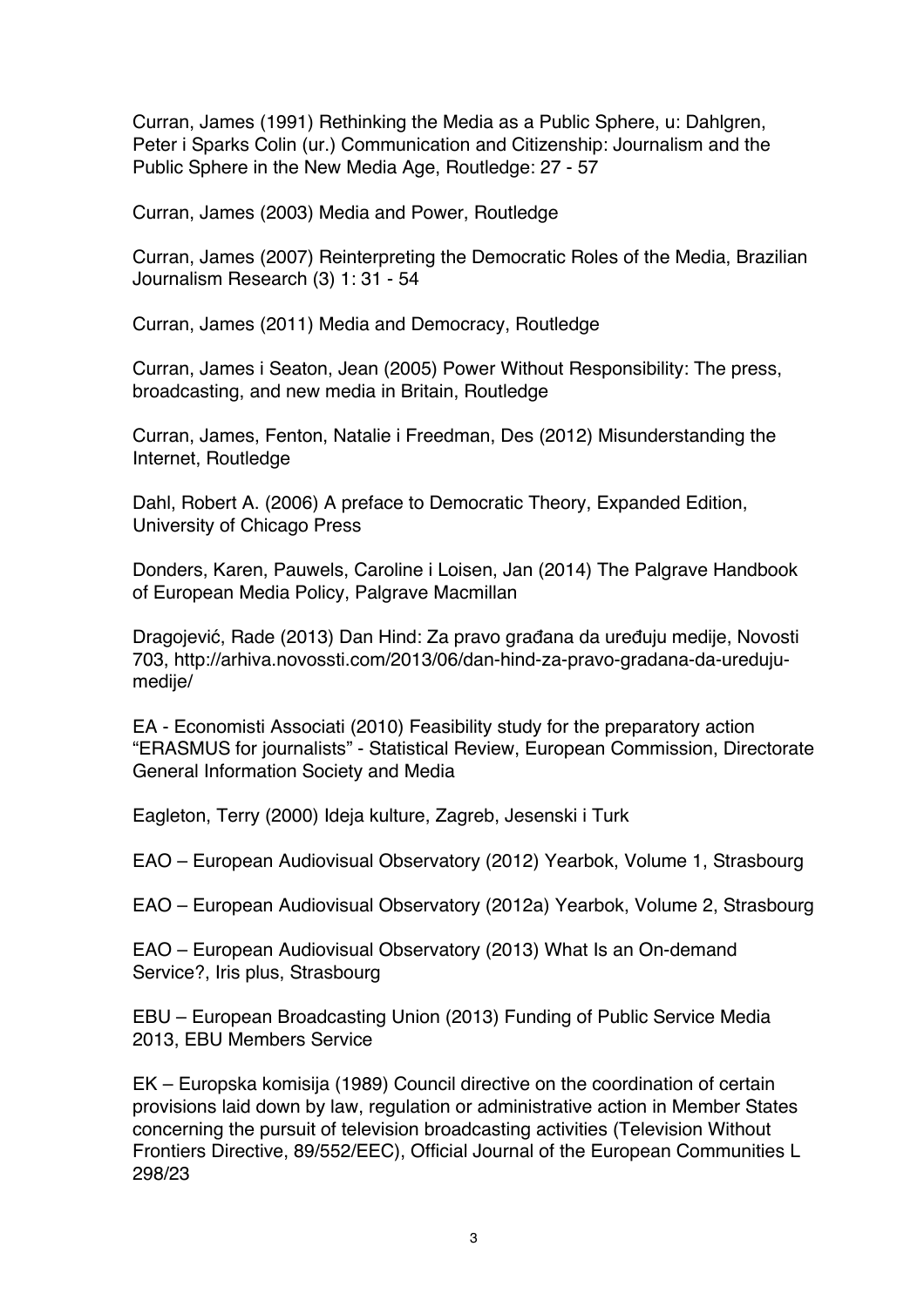Curran, James (1991) Rethinking the Media as a Public Sphere, u: Dahlgren, Peter i Sparks Colin (ur.) Communication and Citizenship: Journalism and the Public Sphere in the New Media Age, Routledge: 27 - 57

Curran, James (2003) Media and Power, Routledge

Curran, James (2007) Reinterpreting the Democratic Roles of the Media, Brazilian Journalism Research (3) 1: 31 - 54

Curran, James (2011) Media and Democracy, Routledge

Curran, James i Seaton, Jean (2005) Power Without Responsibility: The press, broadcasting, and new media in Britain, Routledge

Curran, James, Fenton, Natalie i Freedman, Des (2012) Misunderstanding the Internet, Routledge

Dahl, Robert A. (2006) A preface to Democratic Theory, Expanded Edition, University of Chicago Press

Donders, Karen, Pauwels, Caroline i Loisen, Jan (2014) The Palgrave Handbook of European Media Policy, Palgrave Macmillan

Dragojević, Rade (2013) Dan Hind: Za pravo građana da uređuju medije, Novosti 703, http://arhiva.novossti.com/2013/06/dan-hind-za-pravo-gradana-da-ureduju-medije/

EA - Economisti Associati (2010) Feasibility study for the preparatory action "ERASMUS for journalists" - Statistical Review, European Commission, Directorate General Information Society and Media

Eagleton, Terry (2000) Ideja kulture, Zagreb, Jesenski i Turk

EAO – European Audiovisual Observatory (2012) Yearbok, Volume 1, Strasbourg

EAO – European Audiovisual Observatory (2012a) Yearbok, Volume 2, Strasbourg

EAO – European Audiovisual Observatory (2013) What Is an On-demand Service?, Iris plus, Strasbourg

EBU – European Broadcasting Union (2013) Funding of Public Service Media 2013, EBU Members Service

EK – Europska komisija (1989) Council directive on the coordination of certain provisions laid down by law, regulation or administrative action in Member States concerning the pursuit of television broadcasting activities (Television Without Frontiers Directive, 89/552/EEC), Official Journal of the European Communities L 298/23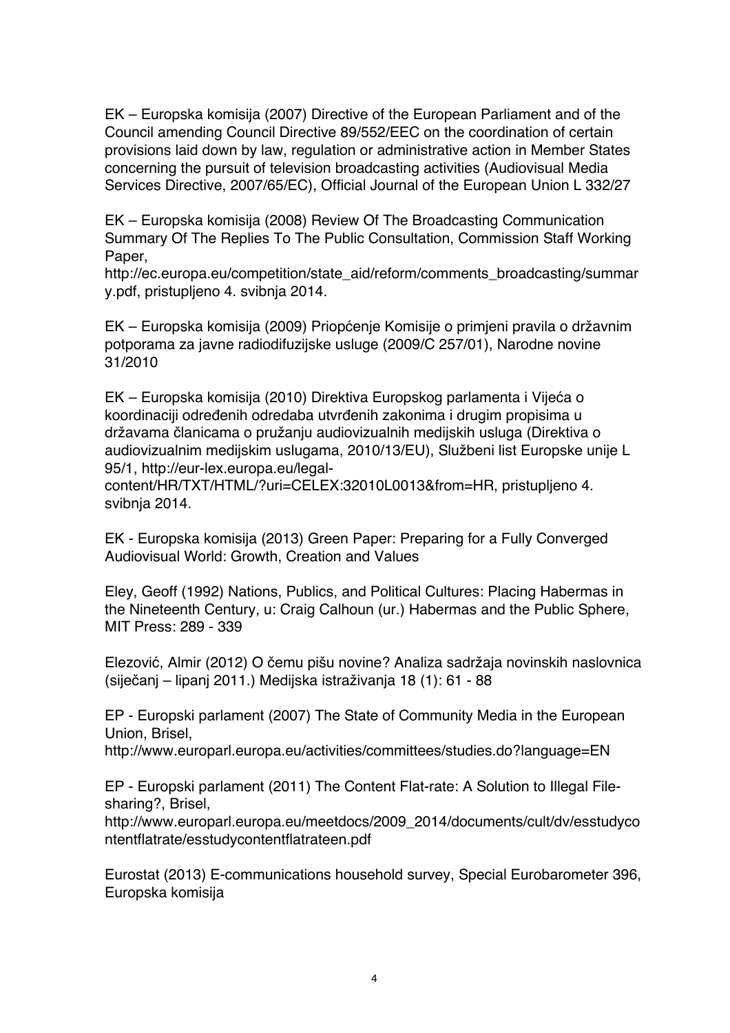EK – Europska komisija (2007) Directive of the European Parliament and of the Council amending Council Directive 89/552/EEC on the coordination of certain provisions laid down by law, regulation or administrative action in Member States concerning the pursuit of television broadcasting activities (Audiovisual Media Services Directive, 2007/65/EC), Official Journal of the European Union L 332/27

EK – Europska komisija (2008) Review Of The Broadcasting Communication Summary Of The Replies To The Public Consultation, Commission Staff Working Paper, http://ec.europa.eu/competition/state_aid/reform/comments_broadcasting/summary.pdf, pristupljeno 4. svibnja 2014.

EK – Europska komisija (2009) Priopćenje Komisije o primjeni pravila o državnim potporama za javne radiodifuzijske usluge (2009/C 257/01), Narodne novine 31/2010

EK – Europska komisija (2010) Direktiva Europskog parlamenta i Vijeća o koordinaciji određenih odredaba utvrđenih zakonima i drugim propisima u državama članicama o pružanju audiovizualnih medijskih usluga (Direktiva o audiovizualnim medijskim uslugama, 2010/13/EU), Službeni list Europske unije L 95/1, http://eur-lex.europa.eu/legal-content/HR/TXT/HTML/?uri=CELEX:32010L0013&from=HR, pristupljeno 4. svibnja 2014.

EK - Europska komisija (2013) Green Paper: Preparing for a Fully Converged Audiovisual World: Growth, Creation and Values

Eley, Geoff (1992) Nations, Publics, and Political Cultures: Placing Habermas in the Nineteenth Century, u: Craig Calhoun (ur.) Habermas and the Public Sphere, MIT Press: 289 - 339

Elezović, Almir (2012) O čemu pišu novine? Analiza sadržaja novinskih naslovnica (siječanj – lipanj 2011.) Medijska istraživanja 18 (1): 61 - 88

EP - Europski parlament (2007) The State of Community Media in the European Union, Brisel, http://www.europarl.europa.eu/activities/committees/studies.do?language=EN

EP - Europski parlament (2011) The Content Flat-rate: A Solution to Illegal File-sharing?, Brisel, http://www.europarl.europa.eu/meetdocs/2009_2014/documents/cult/dv/esstudycontentflatrate/esstudycontentflatrateen.pdf

Eurostat (2013) E-communications household survey, Special Eurobarometer 396, Europska komisija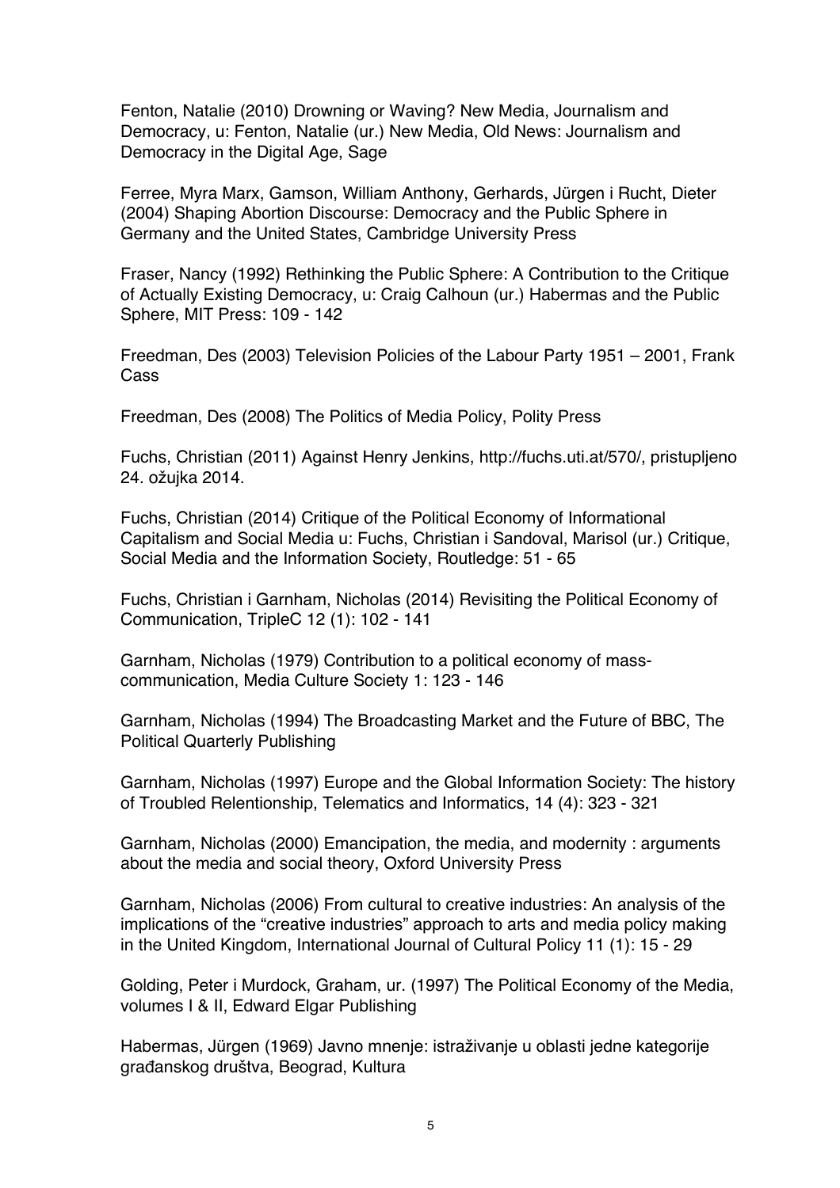Fenton, Natalie (2010) Drowning or Waving? New Media, Journalism and Democracy, u: Fenton, Natalie (ur.) New Media, Old News: Journalism and Democracy in the Digital Age, Sage

Ferree, Myra Marx, Gamson, William Anthony, Gerhards, Jürgen i Rucht, Dieter (2004) Shaping Abortion Discourse: Democracy and the Public Sphere in Germany and the United States, Cambridge University Press

Fraser, Nancy (1992) Rethinking the Public Sphere: A Contribution to the Critique of Actually Existing Democracy, u: Craig Calhoun (ur.) Habermas and the Public Sphere, MIT Press: 109 - 142

Freedman, Des (2003) Television Policies of the Labour Party 1951 – 2001, Frank Cass

Freedman, Des (2008) The Politics of Media Policy, Polity Press

Fuchs, Christian (2011) Against Henry Jenkins, http://fuchs.uti.at/570/, pristupljeno 24. ožujka 2014.

Fuchs, Christian (2014) Critique of the Political Economy of Informational Capitalism and Social Media u: Fuchs, Christian i Sandoval, Marisol (ur.) Critique, Social Media and the Information Society, Routledge: 51 - 65

Fuchs, Christian i Garnham, Nicholas (2014) Revisiting the Political Economy of Communication, TripleC 12 (1): 102 - 141

Garnham, Nicholas (1979) Contribution to a political economy of mass-communication, Media Culture Society 1: 123 - 146

Garnham, Nicholas (1994) The Broadcasting Market and the Future of BBC, The Political Quarterly Publishing

Garnham, Nicholas (1997) Europe and the Global Information Society: The history of Troubled Relentionship, Telematics and Informatics, 14 (4): 323 - 321

Garnham, Nicholas (2000) Emancipation, the media, and modernity : arguments about the media and social theory, Oxford University Press

Garnham, Nicholas (2006) From cultural to creative industries: An analysis of the implications of the "creative industries" approach to arts and media policy making in the United Kingdom, International Journal of Cultural Policy 11 (1): 15 - 29

Golding, Peter i Murdock, Graham, ur. (1997) The Political Economy of the Media, volumes I & II, Edward Elgar Publishing

Habermas, Jürgen (1969) Javno mnenje: istraživanje u oblasti jedne kategorije građanskog društva, Beograd, Kultura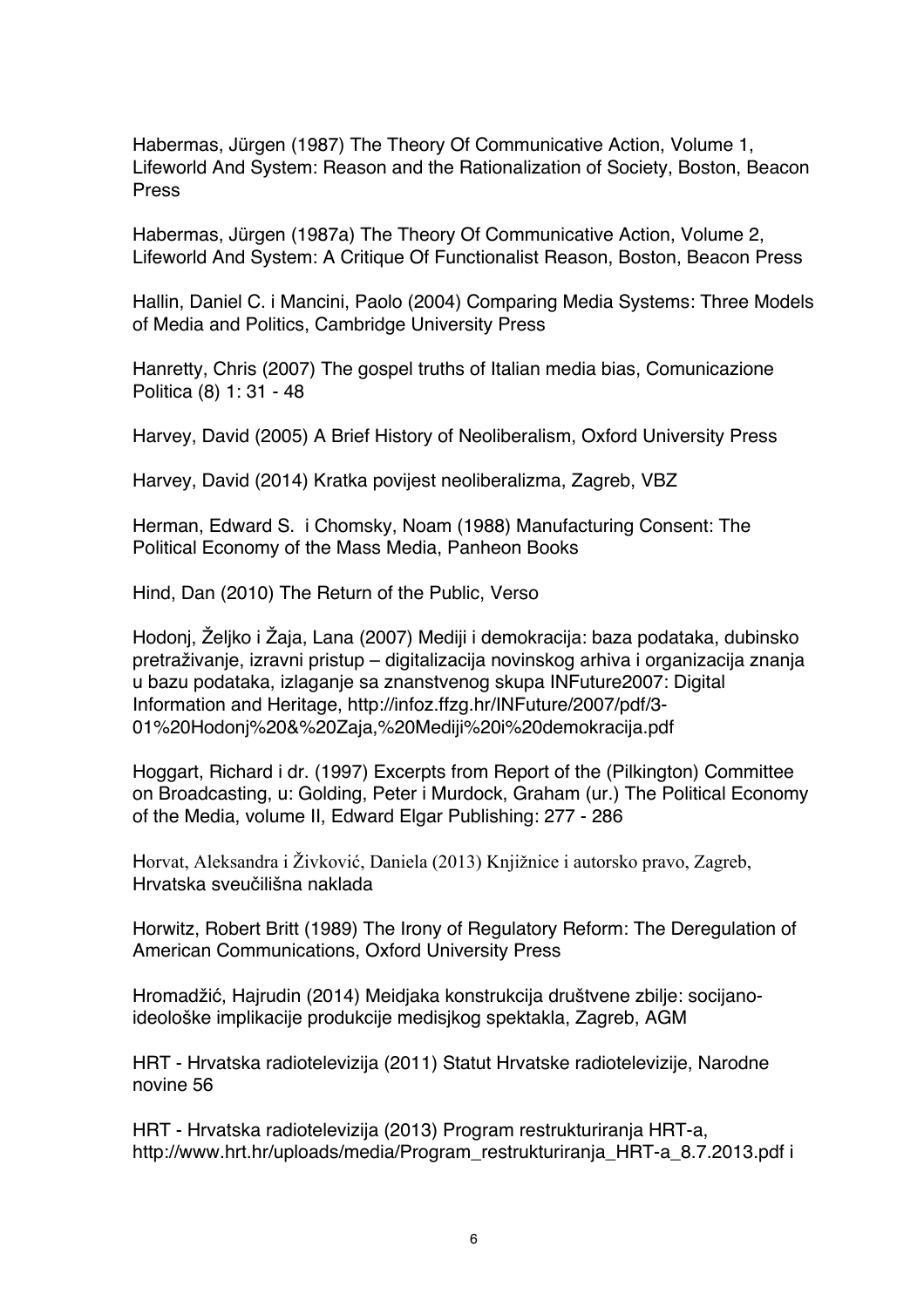Habermas, Jürgen (1987) The Theory Of Communicative Action, Volume 1, Lifeworld And System: Reason and the Rationalization of Society, Boston, Beacon Press

Habermas, Jürgen (1987a) The Theory Of Communicative Action, Volume 2, Lifeworld And System: A Critique Of Functionalist Reason, Boston, Beacon Press

Hallin, Daniel C. i Mancini, Paolo (2004) Comparing Media Systems: Three Models of Media and Politics, Cambridge University Press

Hanretty, Chris (2007) The gospel truths of Italian media bias, Comunicazione Politica (8) 1: 31 - 48

Harvey, David (2005) A Brief History of Neoliberalism, Oxford University Press

Harvey, David (2014) Kratka povijest neoliberalizma, Zagreb, VBZ

Herman, Edward S. i Chomsky, Noam (1988) Manufacturing Consent: The Political Economy of the Mass Media, Panheon Books

Hind, Dan (2010) The Return of the Public, Verso

Hodonj, Željko i Žaja, Lana (2007) Mediji i demokracija: baza podataka, dubinsko pretraživanje, izravni pristup – digitalizacija novinskog arhiva i organizacija znanja u bazu podataka, izlaganje sa znanstvenog skupa INFuture2007: Digital Information and Heritage, http://infoz.ffzg.hr/INFuture/2007/pdf/3-01%20Hodonj%20&%20Zaja,%20Mediji%20i%20demokracija.pdf

Hoggart, Richard i dr. (1997) Excerpts from Report of the (Pilkington) Committee on Broadcasting, u: Golding, Peter i Murdock, Graham (ur.) The Political Economy of the Media, volume II, Edward Elgar Publishing: 277 - 286

Horvat, Aleksandra i Živković, Daniela (2013) Knjižnice i autorsko pravo, Zagreb, Hrvatska sveučilišna naklada

Horwitz, Robert Britt (1989) The Irony of Regulatory Reform: The Deregulation of American Communications, Oxford University Press

Hromadžić, Hajrudin (2014) Meidjaka konstrukcija društvene zbilje: socijano-ideološke implikacije produkcije medisjkog spektakla, Zagreb, AGM

HRT - Hrvatska radiotelevizija (2011) Statut Hrvatske radiotelevizije, Narodne novine 56

HRT - Hrvatska radiotelevizija (2013) Program restrukturiranja HRT-a, http://www.hrt.hr/uploads/media/Program_restrukturiranja_HRT-a_8.7.2013.pdf i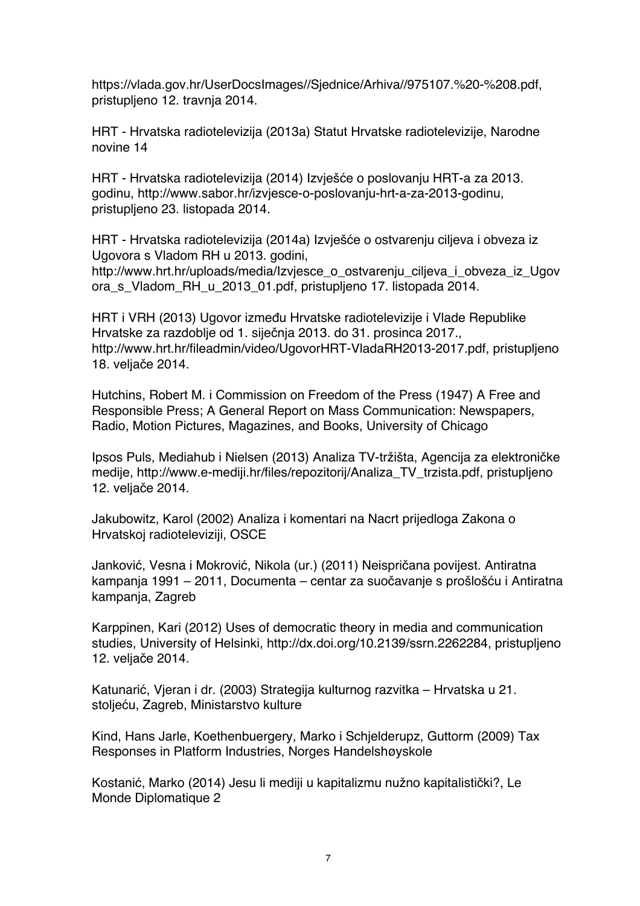https://vlada.gov.hr/UserDocsImages//Sjednice/Arhiva//975107.%20-%208.pdf, pristupljeno 12. travnja 2014.

HRT - Hrvatska radiotelevizija (2013a) Statut Hrvatske radiotelevizije, Narodne novine 14

HRT - Hrvatska radiotelevizija (2014) Izvješće o poslovanju HRT-a za 2013. godinu, http://www.sabor.hr/izvjesce-o-poslovanju-hrt-a-za-2013-godinu, pristupljeno 23. listopada 2014.

HRT - Hrvatska radiotelevizija (2014a) Izvješće o ostvarenju ciljeva i obveza iz Ugovora s Vladom RH u 2013. godini, http://www.hrt.hr/uploads/media/Izvjesce_o_ostvarenju_ciljeva_i_obveza_iz_Ugovora_s_Vladom_RH_u_2013_01.pdf, pristupljeno 17. listopada 2014.

HRT i VRH (2013) Ugovor između Hrvatske radiotelevizije i Vlade Republike Hrvatske za razdoblje od 1. siječnja 2013. do 31. prosinca 2017., http://www.hrt.hr/fileadmin/video/UgovorHRT-VladaRH2013-2017.pdf, pristupljeno 18. veljače 2014.

Hutchins, Robert M. i Commission on Freedom of the Press (1947) A Free and Responsible Press; A General Report on Mass Communication: Newspapers, Radio, Motion Pictures, Magazines, and Books, University of Chicago

Ipsos Puls, Mediahub i Nielsen (2013) Analiza TV-tržišta, Agencija za elektroničke medije, http://www.e-mediji.hr/files/repozitorij/Analiza_TV_trzista.pdf, pristupljeno 12. veljače 2014.

Jakubowitz, Karol (2002) Analiza i komentari na Nacrt prijedloga Zakona o Hrvatskoj radioteleviziji, OSCE

Janković, Vesna i Mokrović, Nikola (ur.) (2011) Neispričana povijest. Antiratna kampanja 1991 – 2011, Documenta – centar za suočavanje s prošlošću i Antiratna kampanja, Zagreb

Karppinen, Kari (2012) Uses of democratic theory in media and communication studies, University of Helsinki, http://dx.doi.org/10.2139/ssrn.2262284, pristupljeno 12. veljače 2014.

Katunarić, Vjeran i dr. (2003) Strategija kulturnog razvitka – Hrvatska u 21. stoljeću, Zagreb, Ministarstvo kulture

Kind, Hans Jarle, Koethenbuergery, Marko i Schjelderupz, Guttorm (2009) Tax Responses in Platform Industries, Norges Handelshøyskole

Kostanić, Marko (2014) Jesu li mediji u kapitalizmu nužno kapitalistički?, Le Monde Diplomatique 2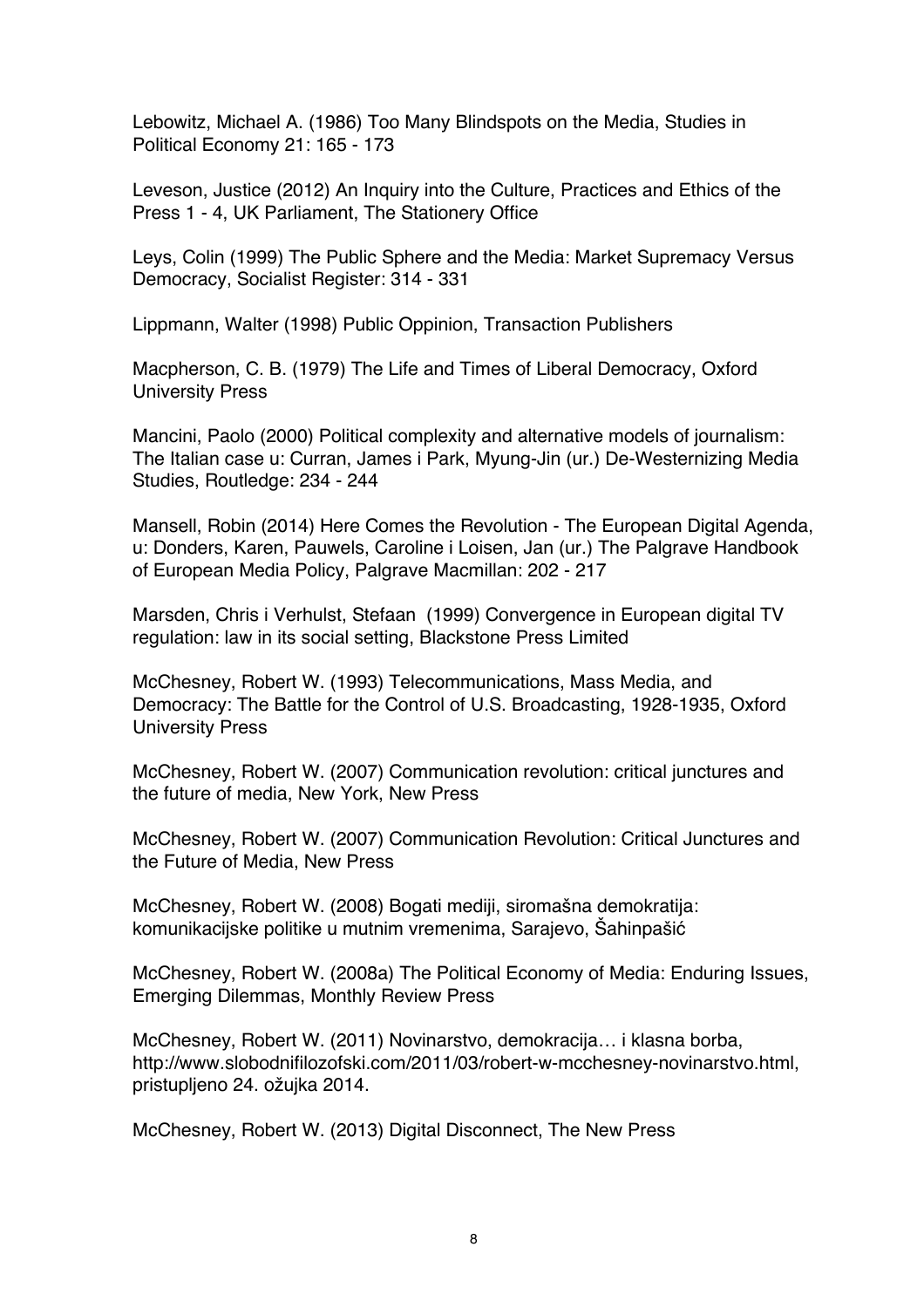Lebowitz, Michael A. (1986) Too Many Blindspots on the Media, Studies in Political Economy 21: 165 - 173

Leveson, Justice (2012) An Inquiry into the Culture, Practices and Ethics of the Press 1 - 4, UK Parliament, The Stationery Office

Leys, Colin (1999) The Public Sphere and the Media: Market Supremacy Versus Democracy, Socialist Register: 314 - 331

Lippmann, Walter (1998) Public Oppinion, Transaction Publishers

Macpherson, C. B. (1979) The Life and Times of Liberal Democracy, Oxford University Press

Mancini, Paolo (2000) Political complexity and alternative models of journalism: The Italian case u: Curran, James i Park, Myung-Jin (ur.) De-Westernizing Media Studies, Routledge: 234 - 244

Mansell, Robin (2014) Here Comes the Revolution - The European Digital Agenda, u: Donders, Karen, Pauwels, Caroline i Loisen, Jan (ur.) The Palgrave Handbook of European Media Policy, Palgrave Macmillan: 202 - 217

Marsden, Chris i Verhulst, Stefaan (1999) Convergence in European digital TV regulation: law in its social setting, Blackstone Press Limited

McChesney, Robert W. (1993) Telecommunications, Mass Media, and Democracy: The Battle for the Control of U.S. Broadcasting, 1928-1935, Oxford University Press

McChesney, Robert W. (2007) Communication revolution: critical junctures and the future of media, New York, New Press

McChesney, Robert W. (2007) Communication Revolution: Critical Junctures and the Future of Media, New Press

McChesney, Robert W. (2008) Bogati mediji, siromašna demokratija: komunikacijske politike u mutnim vremenima, Sarajevo, Šahinpašić

McChesney, Robert W. (2008a) The Political Economy of Media: Enduring Issues, Emerging Dilemmas, Monthly Review Press

McChesney, Robert W. (2011) Novinarstvo, demokracija… i klasna borba, http://www.slobodnifilozofski.com/2011/03/robert-w-mcchesney-novinarstvo.html, pristupljeno 24. ožujka 2014.

McChesney, Robert W. (2013) Digital Disconnect, The New Press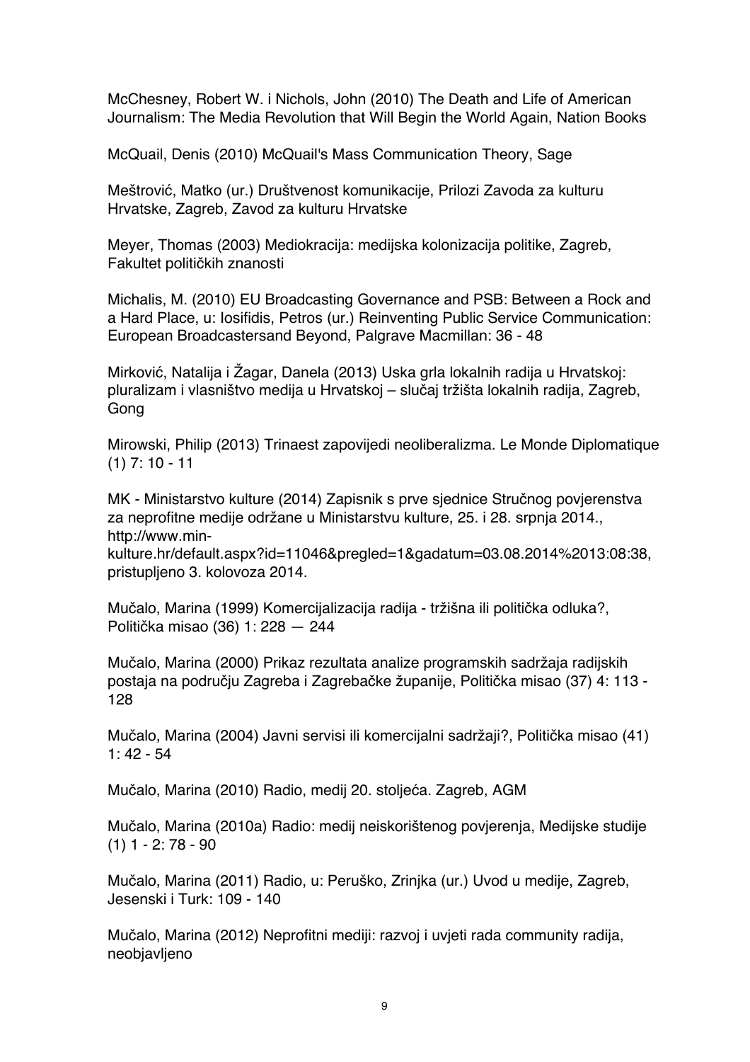McChesney, Robert W. i Nichols, John (2010) The Death and Life of American Journalism: The Media Revolution that Will Begin the World Again, Nation Books

McQuail, Denis (2010) McQuail's Mass Communication Theory, Sage

Meštrović, Matko (ur.) Društvenost komunikacije, Prilozi Zavoda za kulturu Hrvatske, Zagreb, Zavod za kulturu Hrvatske

Meyer, Thomas (2003) Mediokracija: medijska kolonizacija politike, Zagreb, Fakultet političkih znanosti

Michalis, M. (2010) EU Broadcasting Governance and PSB: Between a Rock and a Hard Place, u: Iosifidis, Petros (ur.) Reinventing Public Service Communication: European Broadcastersand Beyond, Palgrave Macmillan: 36 - 48

Mirković, Natalija i Žagar, Danela (2013) Uska grla lokalnih radija u Hrvatskoj: pluralizam i vlasništvo medija u Hrvatskoj – slučaj tržišta lokalnih radija, Zagreb, Gong

Mirowski, Philip (2013) Trinaest zapovijedi neoliberalizma. Le Monde Diplomatique (1) 7: 10 - 11

MK - Ministarstvo kulture (2014) Zapisnik s prve sjednice Stručnog povjerenstva za neprofitne medije održane u Ministarstvu kulture, 25. i 28. srpnja 2014., http://www.min-kulture.hr/default.aspx?id=11046&pregled=1&gadatum=03.08.2014%2013:08:38, pristupljeno 3. kolovoza 2014.

Mučalo, Marina (1999) Komercijalizacija radija - tržišna ili politička odluka?, Politička misao (36) 1: 228 — 244

Mučalo, Marina (2000) Prikaz rezultata analize programskih sadržaja radijskih postaja na području Zagreba i Zagrebačke županije, Politička misao (37) 4: 113 - 128

Mučalo, Marina (2004) Javni servisi ili komercijalni sadržaji?, Politička misao (41) 1: 42 - 54

Mučalo, Marina (2010) Radio, medij 20. stoljeća. Zagreb, AGM

Mučalo, Marina (2010a) Radio: medij neiskorištenog povjerenja, Medijske studije (1) 1 - 2: 78 - 90

Mučalo, Marina (2011) Radio, u: Peruško, Zrinjka (ur.) Uvod u medije, Zagreb, Jesenski i Turk: 109 - 140

Mučalo, Marina (2012) Neprofitni mediji: razvoj i uvjeti rada community radija, neobjavljeno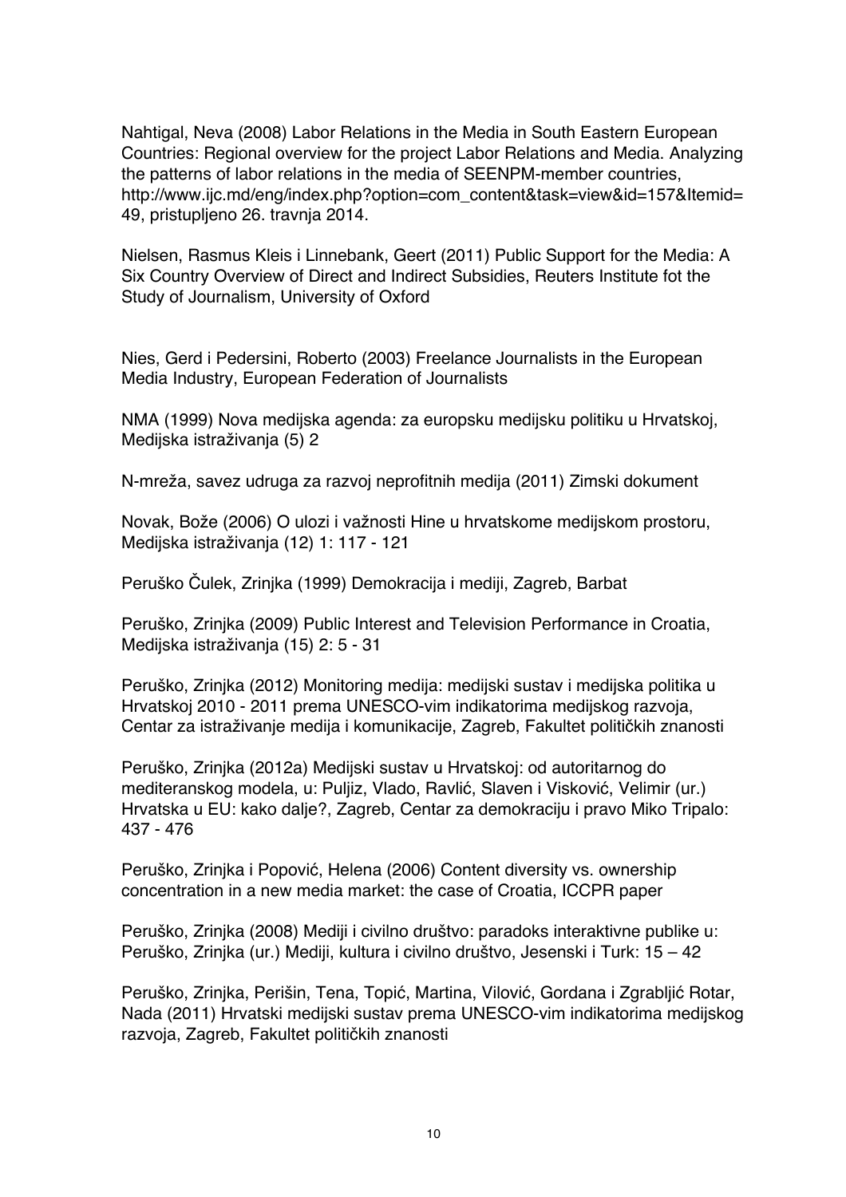Nahtigal, Neva (2008) Labor Relations in the Media in South Eastern European Countries: Regional overview for the project Labor Relations and Media. Analyzing the patterns of labor relations in the media of SEENPM-member countries, http://www.ijc.md/eng/index.php?option=com_content&task=view&id=157&Itemid=49, pristupljeno 26. travnja 2014.

Nielsen, Rasmus Kleis i Linnebank, Geert (2011) Public Support for the Media: A Six Country Overview of Direct and Indirect Subsidies, Reuters Institute fot the Study of Journalism, University of Oxford

Nies, Gerd i Pedersini, Roberto (2003) Freelance Journalists in the European Media Industry, European Federation of Journalists

NMA (1999) Nova medijska agenda: za europsku medijsku politiku u Hrvatskoj, Medijska istraživanja (5) 2

N-mreža, savez udruga za razvoj neprofitnih medija (2011) Zimski dokument

Novak, Bože (2006) O ulozi i važnosti Hine u hrvatskome medijskom prostoru, Medijska istraživanja (12) 1: 117 - 121

Peruško Čulek, Zrinjka (1999) Demokracija i mediji, Zagreb, Barbat

Peruško, Zrinjka (2009) Public Interest and Television Performance in Croatia, Medijska istraživanja (15) 2: 5 - 31

Peruško, Zrinjka (2012) Monitoring medija: medijski sustav i medijska politika u Hrvatskoj 2010 - 2011 prema UNESCO-vim indikatorima medijskog razvoja, Centar za istraživanje medija i komunikacije, Zagreb, Fakultet političkih znanosti

Peruško, Zrinjka (2012a) Medijski sustav u Hrvatskoj: od autoritarnog do mediteranskog modela, u: Puljiz, Vlado, Ravlić, Slaven i Visković, Velimir (ur.) Hrvatska u EU: kako dalje?, Zagreb, Centar za demokraciju i pravo Miko Tripalo: 437 - 476

Peruško, Zrinjka i Popović, Helena (2006) Content diversity vs. ownership concentration in a new media market: the case of Croatia, ICCPR paper

Peruško, Zrinjka (2008) Mediji i civilno društvo: paradoks interaktivne publike u: Peruško, Zrinjka (ur.) Mediji, kultura i civilno društvo, Jesenski i Turk: 15 – 42

Peruško, Zrinjka, Perišin, Tena, Topić, Martina, Vilović, Gordana i Zgrabljić Rotar, Nada (2011) Hrvatski medijski sustav prema UNESCO-vim indikatorima medijskog razvoja, Zagreb, Fakultet političkih znanosti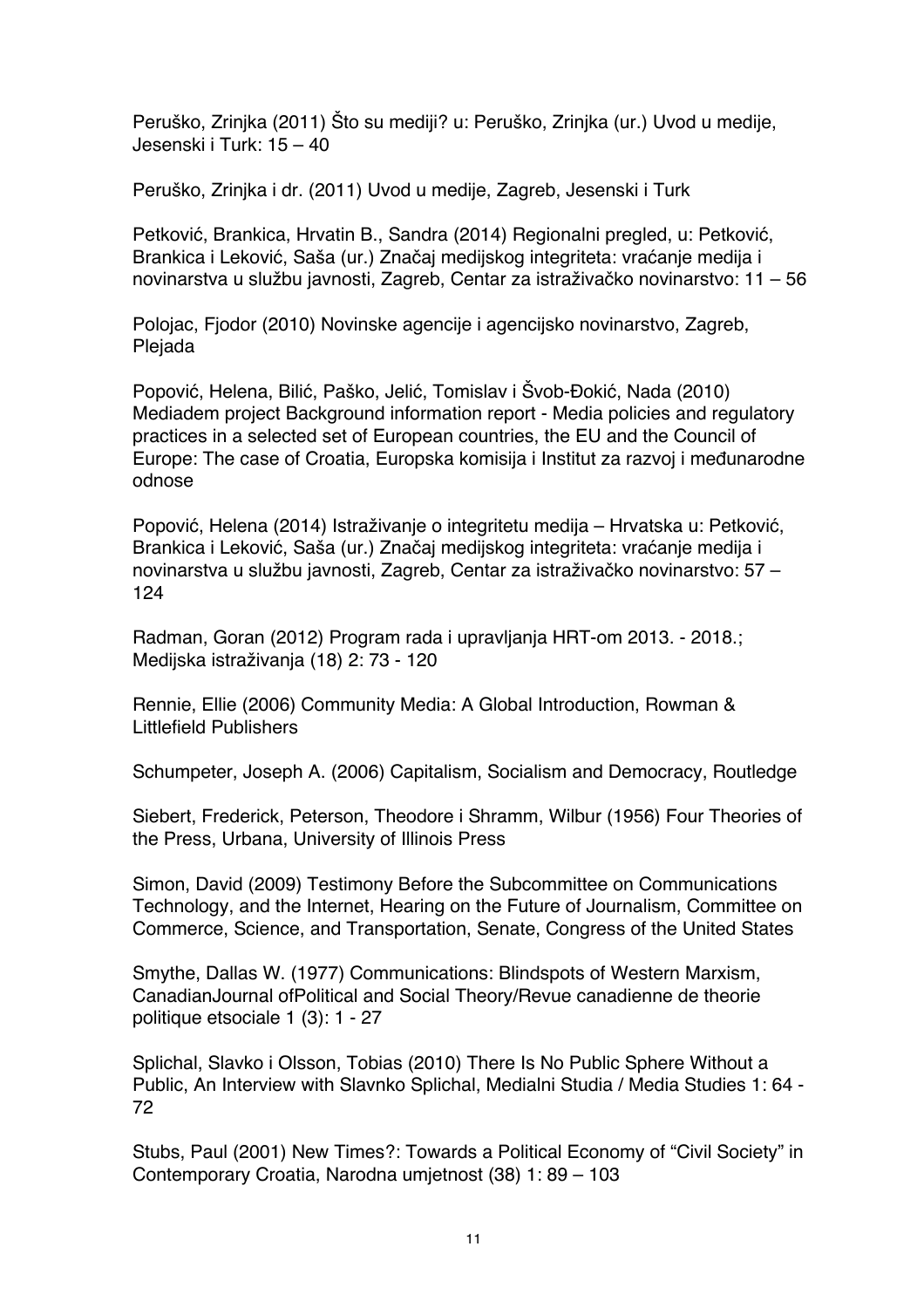Peruško, Zrinjka (2011) Što su mediji? u: Peruško, Zrinjka (ur.) Uvod u medije, Jesenski i Turk: 15 – 40

Peruško, Zrinjka i dr. (2011) Uvod u medije, Zagreb, Jesenski i Turk

Petković, Brankica, Hrvatin B., Sandra (2014) Regionalni pregled, u: Petković, Brankica i Leković, Saša (ur.) Značaj medijskog integriteta: vraćanje medija i novinarstva u službu javnosti, Zagreb, Centar za istraživačko novinarstvo: 11 – 56

Polojac, Fjodor (2010) Novinske agencije i agencijsko novinarstvo, Zagreb, Plejada

Popović, Helena, Bilić, Paško, Jelić, Tomislav i Švob-Đokić, Nada (2010) Mediadem project Background information report - Media policies and regulatory practices in a selected set of European countries, the EU and the Council of Europe: The case of Croatia, Europska komisija i Institut za razvoj i međunarodne odnose

Popović, Helena (2014) Istraživanje o integritetu medija – Hrvatska u: Petković, Brankica i Leković, Saša (ur.) Značaj medijskog integriteta: vraćanje medija i novinarstva u službu javnosti, Zagreb, Centar za istraživačko novinarstvo: 57 – 124

Radman, Goran (2012) Program rada i upravljanja HRT-om 2013. - 2018.; Medijska istraživanja (18) 2: 73 - 120

Rennie, Ellie (2006) Community Media: A Global Introduction, Rowman & Littlefield Publishers

Schumpeter, Joseph A. (2006) Capitalism, Socialism and Democracy, Routledge

Siebert, Frederick, Peterson, Theodore i Shramm, Wilbur (1956) Four Theories of the Press, Urbana, University of Illinois Press

Simon, David (2009) Testimony Before the Subcommittee on Communications Technology, and the Internet, Hearing on the Future of Journalism, Committee on Commerce, Science, and Transportation, Senate, Congress of the United States

Smythe, Dallas W. (1977) Communications: Blindspots of Western Marxism, CanadianJournal ofPolitical and Social Theory/Revue canadienne de theorie politique etsociale 1 (3): 1 - 27

Splichal, Slavko i Olsson, Tobias (2010) There Is No Public Sphere Without a Public, An Interview with Slavnko Splichal, Medialni Studia / Media Studies 1: 64 - 72

Stubs, Paul (2001) New Times?: Towards a Political Economy of "Civil Society" in Contemporary Croatia, Narodna umjetnost (38) 1: 89 – 103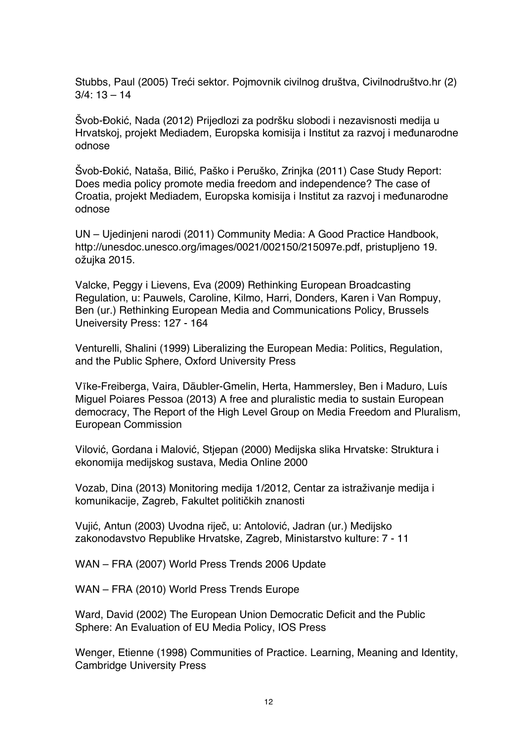Stubbs, Paul (2005) Treći sektor. Pojmovnik civilnog društva, Civilnodruštvo.hr (2) 3/4: 13 – 14

Švob-Đokić, Nada (2012) Prijedlozi za podršku slobodi i nezavisnosti medija u Hrvatskoj, projekt Mediadem, Europska komisija i Institut za razvoj i međunarodne odnose

Švob-Đokić, Nataša, Bilić, Paško i Peruško, Zrinjka (2011) Case Study Report: Does media policy promote media freedom and independence? The case of Croatia, projekt Mediadem, Europska komisija i Institut za razvoj i međunarodne odnose

UN – Ujedinjeni narodi (2011) Community Media: A Good Practice Handbook, http://unesdoc.unesco.org/images/0021/002150/215097e.pdf, pristupljeno 19. ožujka 2015.

Valcke, Peggy i Lievens, Eva (2009) Rethinking European Broadcasting Regulation, u: Pauwels, Caroline, Kilmo, Harri, Donders, Karen i Van Rompuy, Ben (ur.) Rethinking European Media and Communications Policy, Brussels Uneiversity Press: 127 - 164

Venturelli, Shalini (1999) Liberalizing the European Media: Politics, Regulation, and the Public Sphere, Oxford University Press

Vīke-Freiberga, Vaira, Däubler-Gmelin, Herta, Hammersley, Ben i Maduro, Luís Miguel Poiares Pessoa (2013) A free and pluralistic media to sustain European democracy, The Report of the High Level Group on Media Freedom and Pluralism, European Commission

Vilović, Gordana i Malović, Stjepan (2000) Medijska slika Hrvatske: Struktura i ekonomija medijskog sustava, Media Online 2000

Vozab, Dina (2013) Monitoring medija 1/2012, Centar za istraživanje medija i komunikacije, Zagreb, Fakultet političkih znanosti

Vujić, Antun (2003) Uvodna riječ, u: Antolović, Jadran (ur.) Medijsko zakonodavstvo Republike Hrvatske, Zagreb, Ministarstvo kulture: 7 - 11

WAN – FRA (2007) World Press Trends 2006 Update

WAN – FRA (2010) World Press Trends Europe

Ward, David (2002) The European Union Democratic Deficit and the Public Sphere: An Evaluation of EU Media Policy, IOS Press

Wenger, Etienne (1998) Communities of Practice. Learning, Meaning and Identity, Cambridge University Press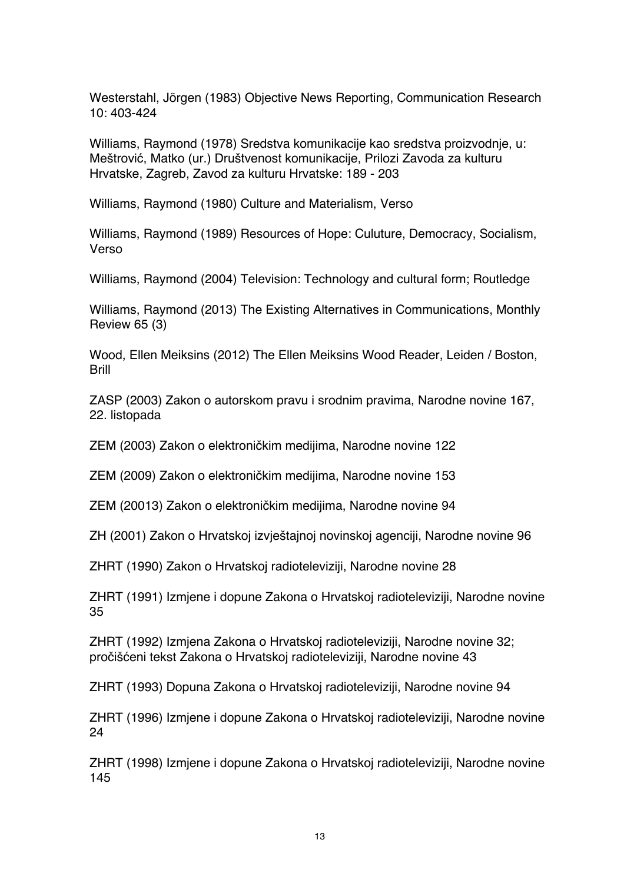Westerstahl, Jörgen (1983) Objective News Reporting, Communication Research 10: 403-424

Williams, Raymond (1978) Sredstva komunikacije kao sredstva proizvodnje, u: Meštrović, Matko (ur.) Društvenost komunikacije, Prilozi Zavoda za kulturu Hrvatske, Zagreb, Zavod za kulturu Hrvatske: 189 - 203

Williams, Raymond (1980) Culture and Materialism, Verso

Williams, Raymond (1989) Resources of Hope: Culuture, Democracy, Socialism, Verso

Williams, Raymond (2004) Television: Technology and cultural form; Routledge

Williams, Raymond (2013) The Existing Alternatives in Communications, Monthly Review 65 (3)

Wood, Ellen Meiksins (2012) The Ellen Meiksins Wood Reader, Leiden / Boston, Brill

ZASP (2003) Zakon o autorskom pravu i srodnim pravima, Narodne novine 167, 22. listopada

ZEM (2003) Zakon o elektroničkim medijima, Narodne novine 122

ZEM (2009) Zakon o elektroničkim medijima, Narodne novine 153

ZEM (20013) Zakon o elektroničkim medijima, Narodne novine 94

ZH (2001) Zakon o Hrvatskoj izvještajnoj novinskoj agenciji, Narodne novine 96

ZHRT (1990) Zakon o Hrvatskoj radioteleviziji, Narodne novine 28

ZHRT (1991) Izmjene i dopune Zakona o Hrvatskoj radioteleviziji, Narodne novine 35

ZHRT (1992) Izmjena Zakona o Hrvatskoj radioteleviziji, Narodne novine 32; pročišćeni tekst Zakona o Hrvatskoj radioteleviziji, Narodne novine 43

ZHRT (1993) Dopuna Zakona o Hrvatskoj radioteleviziji, Narodne novine 94

ZHRT (1996) Izmjene i dopune Zakona o Hrvatskoj radioteleviziji, Narodne novine 24

ZHRT (1998) Izmjene i dopune Zakona o Hrvatskoj radioteleviziji, Narodne novine 145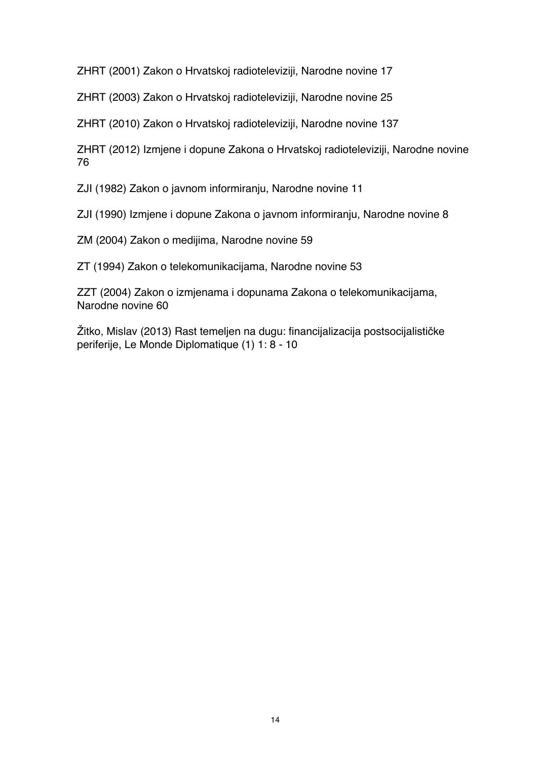ZHRT (2001) Zakon o Hrvatskoj radioteleviziji, Narodne novine 17

ZHRT (2003) Zakon o Hrvatskoj radioteleviziji, Narodne novine 25

ZHRT (2010) Zakon o Hrvatskoj radioteleviziji, Narodne novine 137

ZHRT (2012) Izmjene i dopune Zakona o Hrvatskoj radioteleviziji, Narodne novine 76

ZJI (1982) Zakon o javnom informiranju, Narodne novine 11

ZJI (1990) Izmjene i dopune Zakona o javnom informiranju, Narodne novine 8

ZM (2004) Zakon o medijima, Narodne novine 59

ZT (1994) Zakon o telekomunikacijama, Narodne novine 53

ZZT (2004) Zakon o izmjenama i dopunama Zakona o telekomunikacijama, Narodne novine 60

Žitko, Mislav (2013) Rast temeljen na dugu: financijalizacija postsocijalističke periferije, Le Monde Diplomatique (1) 1: 8 - 10